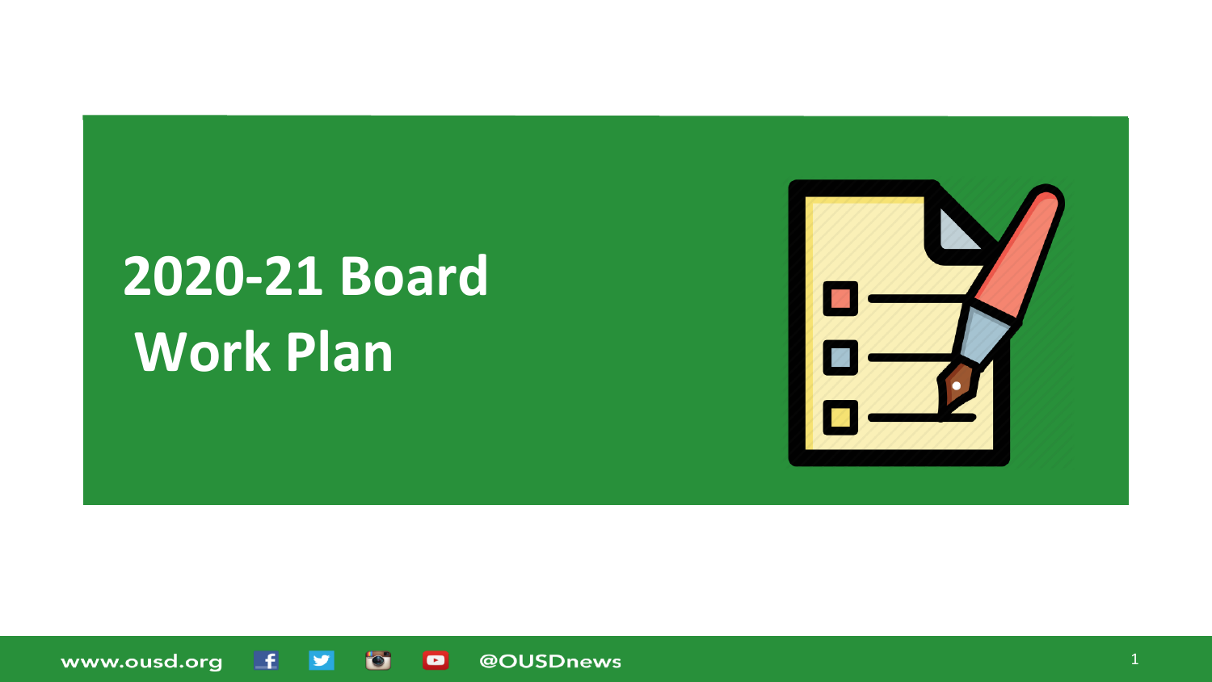# 2020-21 Board Work Plan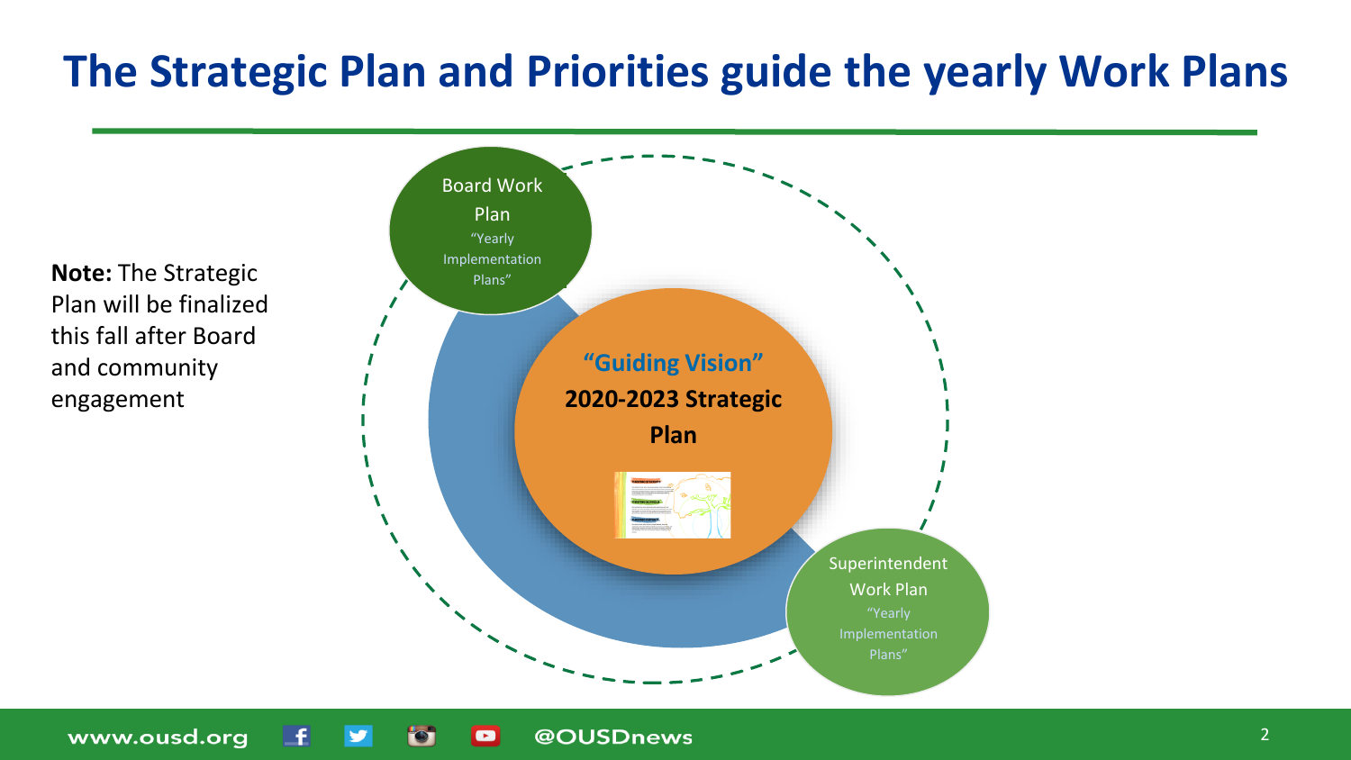# The Strategic Plan and Priorities guide the yearly Work Plans

**Note:** The Strategic Plan will be finalized this fall after Board and community engagement

Board Work Plan
"Yearly Implementation Plans"

"Guiding Vision"
**2020-2023 Strategic Plan**

Superintendent Work Plan
"Yearly Implementation Plans"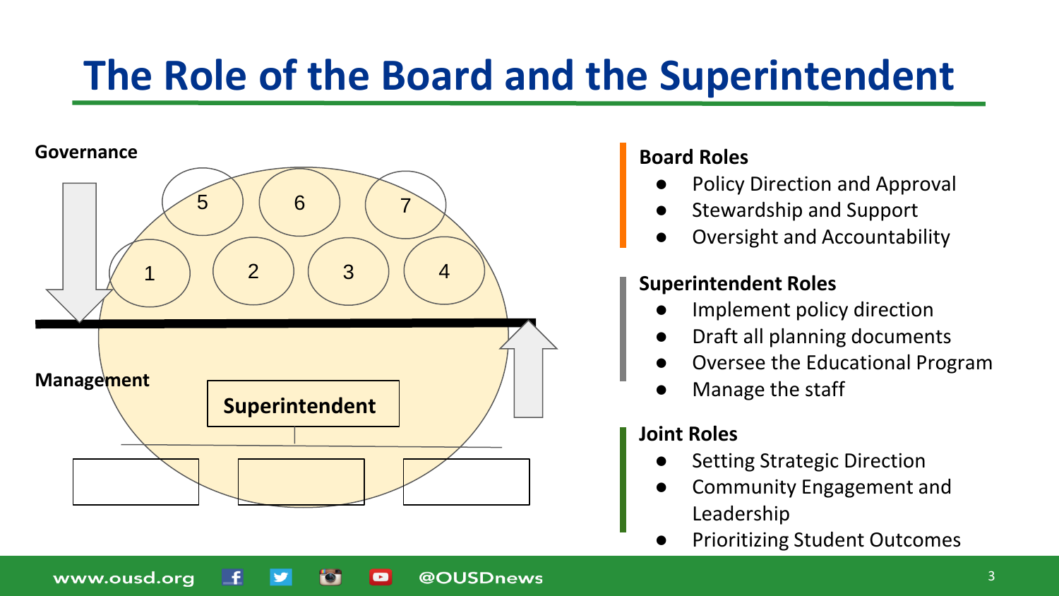# The Role of the Board and the Superintendent

Governance

5 6 7

1 2 3 4

Management

Superintendent

**Board Roles**

- Policy Direction and Approval
- Stewardship and Support
- Oversight and Accountability

**Superintendent Roles**

- Implement policy direction
- Draft all planning documents
- Oversee the Educational Program
- Manage the staff

**Joint Roles**

- Setting Strategic Direction
- Community Engagement and Leadership
- Prioritizing Student Outcomes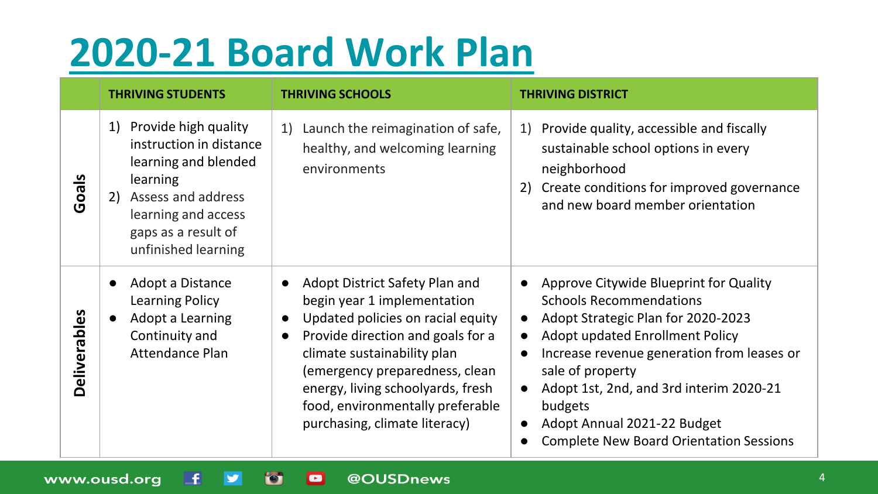# 2020-21 Board Work Plan

| | THRIVING STUDENTS | THRIVING SCHOOLS | THRIVING DISTRICT |
|---|---|---|---|
| **Goals** | 1) Provide high quality instruction in distance learning and blended learning<br>2) Assess and address learning and access gaps as a result of unfinished learning | 1) Launch the reimagination of safe, healthy, and welcoming learning environments | 1) Provide quality, accessible and fiscally sustainable school options in every neighborhood<br>2) Create conditions for improved governance and new board member orientation |
| **Deliverables** | ● Adopt a Distance Learning Policy<br>● Adopt a Learning Continuity and Attendance Plan | ● Adopt District Safety Plan and begin year 1 implementation<br>● Updated policies on racial equity<br>● Provide direction and goals for a climate sustainability plan (emergency preparedness, clean energy, living schoolyards, fresh food, environmentally preferable purchasing, climate literacy) | ● Approve Citywide Blueprint for Quality Schools Recommendations<br>● Adopt Strategic Plan for 2020-2023<br>● Adopt updated Enrollment Policy<br>● Increase revenue generation from leases or sale of property<br>● Adopt 1st, 2nd, and 3rd interim 2020-21 budgets<br>● Adopt Annual 2021-22 Budget<br>● Complete New Board Orientation Sessions |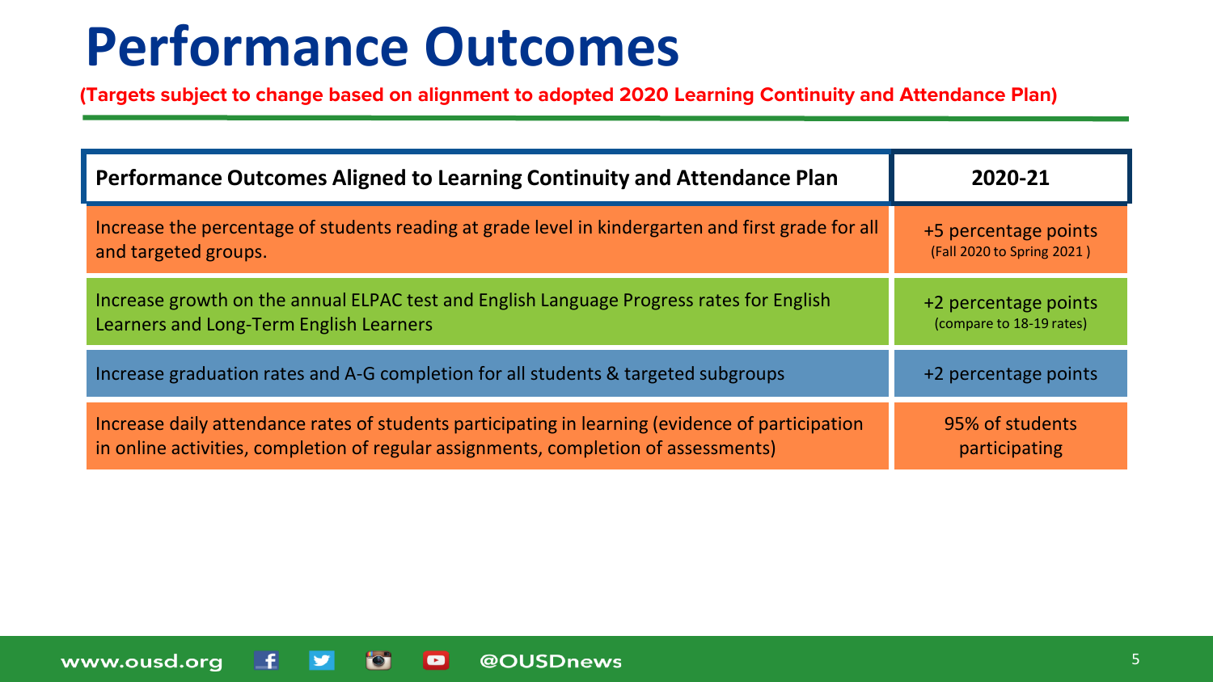# Performance Outcomes

**(Targets subject to change based on alignment to adopted 2020 Learning Continuity and Attendance Plan)**

| Performance Outcomes Aligned to Learning Continuity and Attendance Plan | 2020-21 |
| --- | --- |
| Increase the percentage of students reading at grade level in kindergarten and first grade for all and targeted groups. | +5 percentage points (Fall 2020 to Spring 2021 ) |
| Increase growth on the annual ELPAC test and English Language Progress rates for English Learners and Long-Term English Learners | +2 percentage points (compare to 18-19 rates) |
| Increase graduation rates and A-G completion for all students & targeted subgroups | +2 percentage points |
| Increase daily attendance rates of students participating in learning (evidence of participation in online activities, completion of regular assignments, completion of assessments) | 95% of students participating |

www.ousd.org @OUSDnews